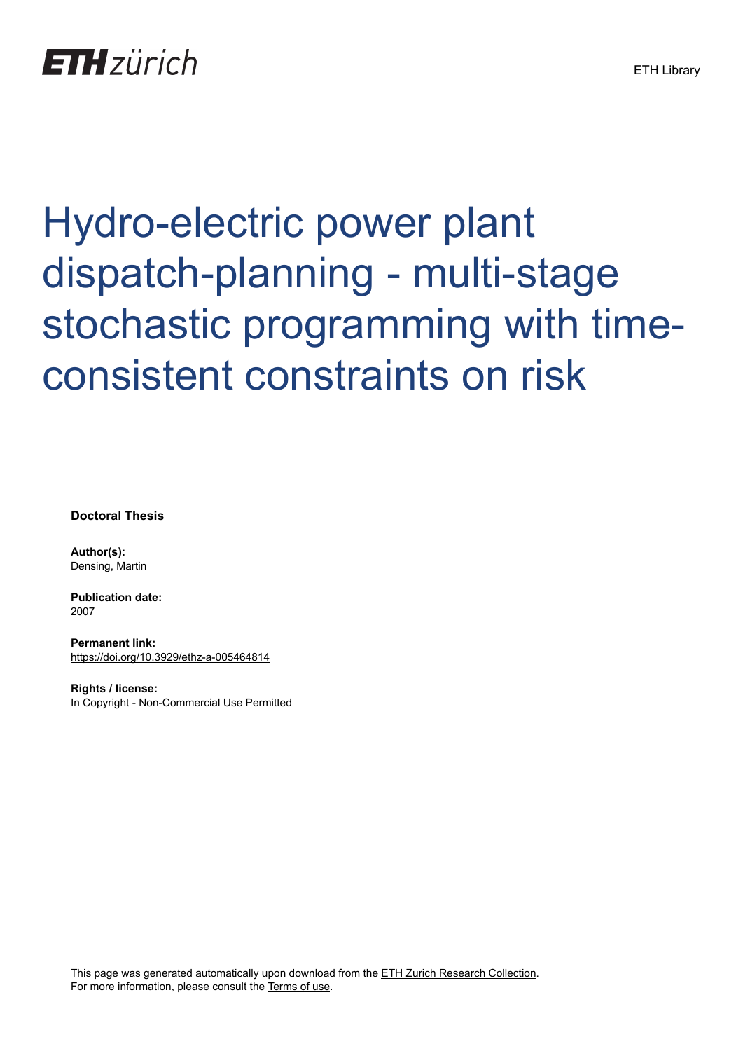ETH zürich

ETH Library

# Hydro-electric power plant dispatch-planning - multi-stage stochastic programming with time-consistent constraints on risk

**Doctoral Thesis**

**Author(s):**
Densing, Martin

**Publication date:**
2007

**Permanent link:**
https://doi.org/10.3929/ethz-a-005464814

**Rights / license:**
In Copyright - Non-Commercial Use Permitted

This page was generated automatically upon download from the ETH Zurich Research Collection.
For more information, please consult the Terms of use.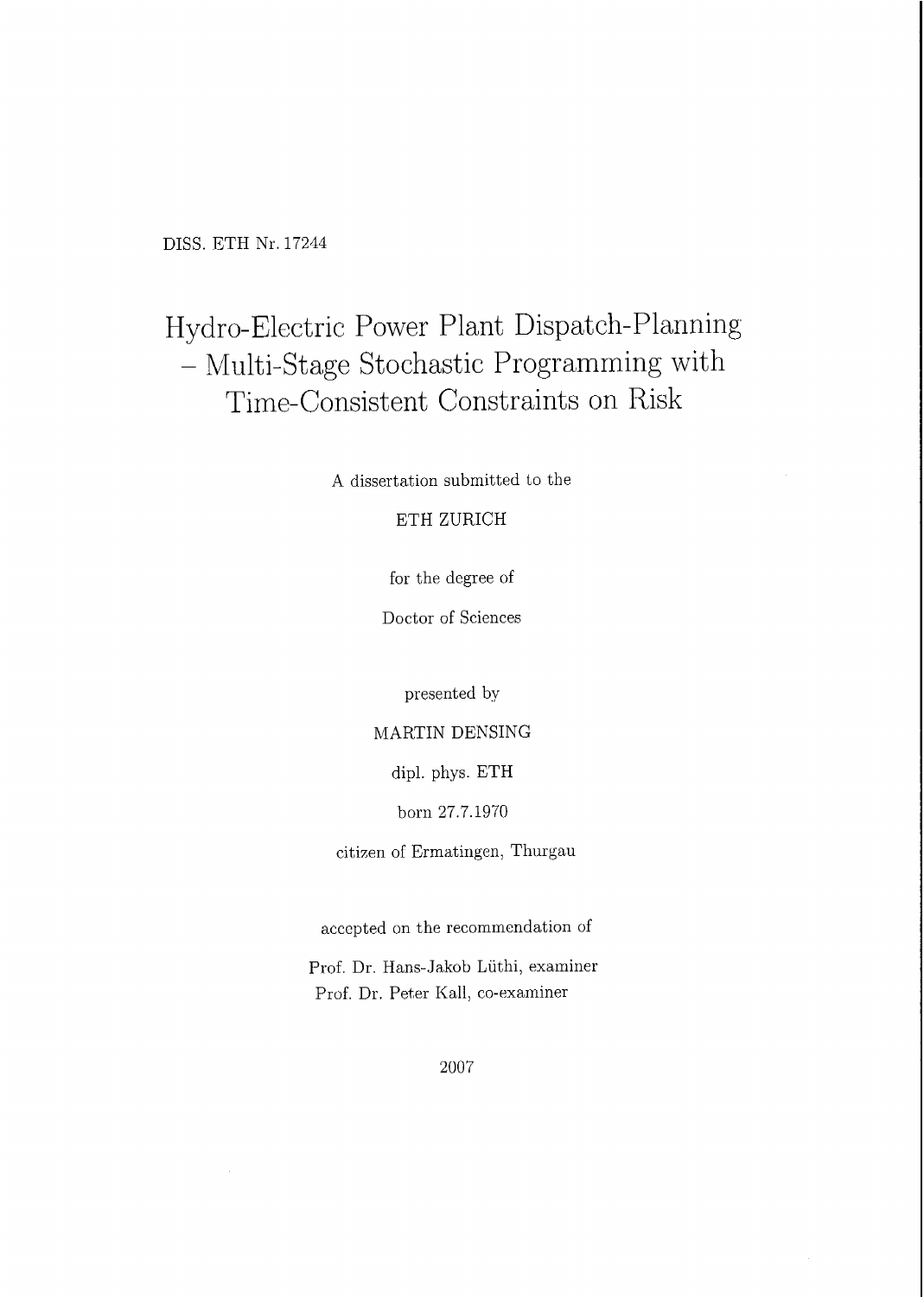DISS. ETH Nr. 17244

# Hydro-Electric Power Plant Dispatch-Planning – Multi-Stage Stochastic Programming with Time-Consistent Constraints on Risk

A dissertation submitted to the

ETH ZURICH

for the degree of

Doctor of Sciences

presented by

MARTIN DENSING

dipl. phys. ETH

born 27.7.1970

citizen of Ermatingen, Thurgau

accepted on the recommendation of

Prof. Dr. Hans-Jakob Lüthi, examiner

Prof. Dr. Peter Kall, co-examiner

2007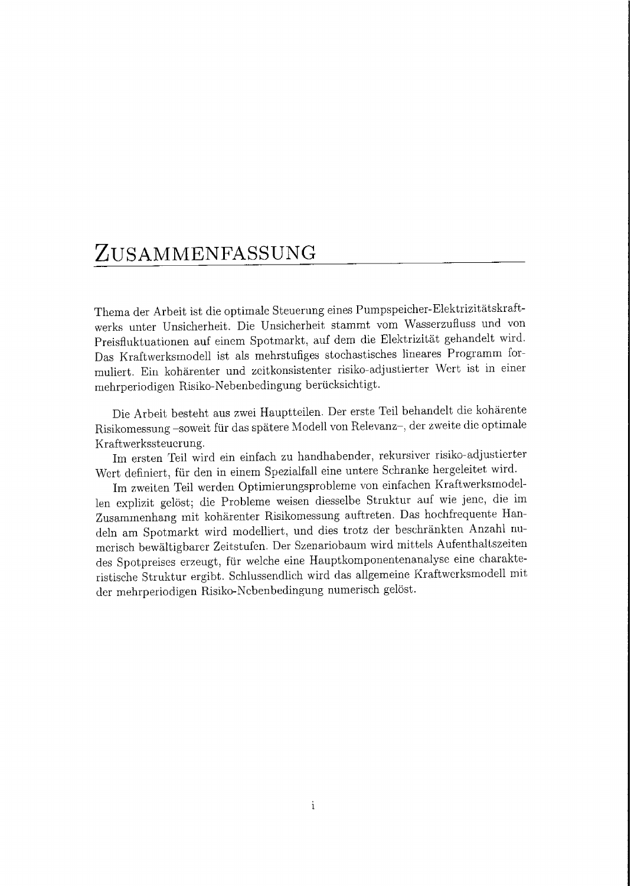# Zusammenfassung

Thema der Arbeit ist die optimale Steuerung eines Pumpspeicher-Elektrizitätskraftwerks unter Unsicherheit. Die Unsicherheit stammt vom Wasserzufluss und von Preisfluktuationen auf einem Spotmarkt, auf dem die Elektrizität gehandelt wird. Das Kraftwerksmodell ist als mehrstufiges stochastisches lineares Programm formuliert. Ein kohärenter und zeitkonsistenter risiko-adjustierter Wert ist in einer mehrperiodigen Risiko-Nebenbedingung berücksichtigt.

Die Arbeit besteht aus zwei Hauptteilen. Der erste Teil behandelt die kohärente Risikomessung –soweit für das spätere Modell von Relevanz–, der zweite die optimale Kraftwerkssteuerung.

Im ersten Teil wird ein einfach zu handhabender, rekursiver risiko-adjustierter Wert definiert, für den in einem Spezialfall eine untere Schranke hergeleitet wird.

Im zweiten Teil werden Optimierungsprobleme von einfachen Kraftwerksmodellen explizit gelöst; die Probleme weisen diesselbe Struktur auf wie jene, die im Zusammenhang mit kohärenter Risikomessung auftreten. Das hochfrequente Handeln am Spotmarkt wird modelliert, und dies trotz der beschränkten Anzahl numerisch bewältigbarer Zeitstufen. Der Szenariobaum wird mittels Aufenthaltszeiten des Spotpreises erzeugt, für welche eine Hauptkomponentenanalyse eine charakteristische Struktur ergibt. Schlussendlich wird das allgemeine Kraftwerksmodell mit der mehrperiodigen Risiko-Nebenbedingung numerisch gelöst.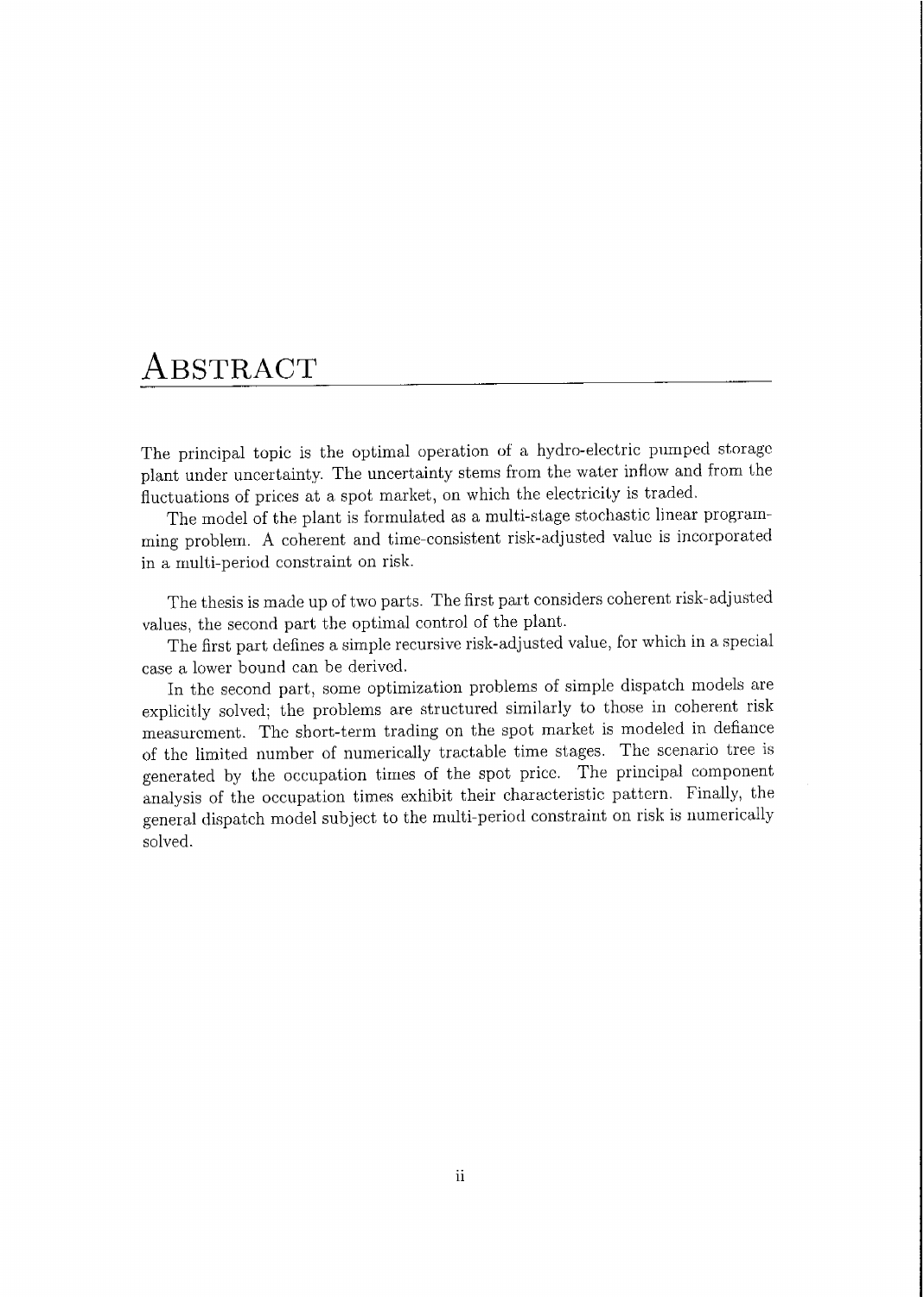# Abstract

The principal topic is the optimal operation of a hydro-electric pumped storage plant under uncertainty. The uncertainty stems from the water inflow and from the fluctuations of prices at a spot market, on which the electricity is traded.

The model of the plant is formulated as a multi-stage stochastic linear programming problem. A coherent and time-consistent risk-adjusted value is incorporated in a multi-period constraint on risk.

The thesis is made up of two parts. The first part considers coherent risk-adjusted values, the second part the optimal control of the plant.

The first part defines a simple recursive risk-adjusted value, for which in a special case a lower bound can be derived.

In the second part, some optimization problems of simple dispatch models are explicitly solved; the problems are structured similarly to those in coherent risk measurement. The short-term trading on the spot market is modeled in defiance of the limited number of numerically tractable time stages. The scenario tree is generated by the occupation times of the spot price. The principal component analysis of the occupation times exhibit their characteristic pattern. Finally, the general dispatch model subject to the multi-period constraint on risk is numerically solved.